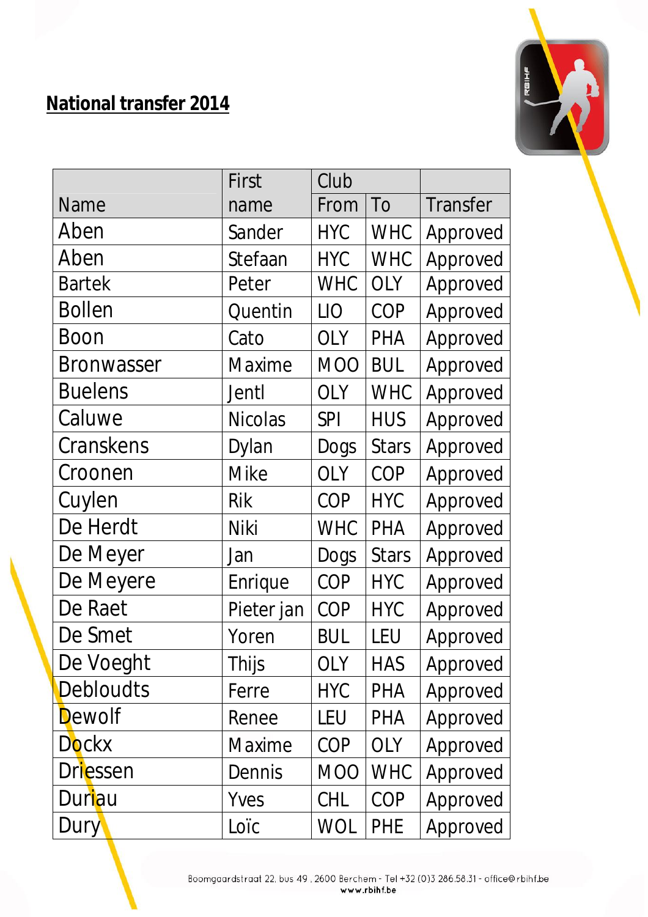## National transfer 2014

| Name | First name | Club | | Transfer |
|---|---|---|---|---|
| | | From | To | |
| Aben | Sander | HYC | WHC | Approved |
| Aben | Stefaan | HYC | WHC | Approved |
| Bartek | Peter | WHC | OLY | Approved |
| Bollen | Quentin | LIO | COP | Approved |
| Boon | Cato | OLY | PHA | Approved |
| Bronwasser | Maxime | MOO | BUL | Approved |
| Buelens | Jentl | OLY | WHC | Approved |
| Caluwe | Nicolas | SPI | HUS | Approved |
| Cranskens | Dylan | Dogs | Stars | Approved |
| Croonen | Mike | OLY | COP | Approved |
| Cuylen | Rik | COP | HYC | Approved |
| De Herdt | Niki | WHC | PHA | Approved |
| De Meyer | Jan | Dogs | Stars | Approved |
| De Meyere | Enrique | COP | HYC | Approved |
| De Raet | Pieter jan | COP | HYC | Approved |
| De Smet | Yoren | BUL | LEU | Approved |
| De Voeght | Thijs | OLY | HAS | Approved |
| Debloudts | Ferre | HYC | PHA | Approved |
| Dewolf | Renee | LEU | PHA | Approved |
| Dockx | Maxime | COP | OLY | Approved |
| Driessen | Dennis | MOO | WHC | Approved |
| Duriau | Yves | CHL | COP | Approved |
| Dury | Loïc | WOL | PHE | Approved |

Boomgaardstraat 22, bus 49 , 2600 Berchem - Tel +32 (0)3 286.58.31 - office@rbihf.be
www.rbihf.be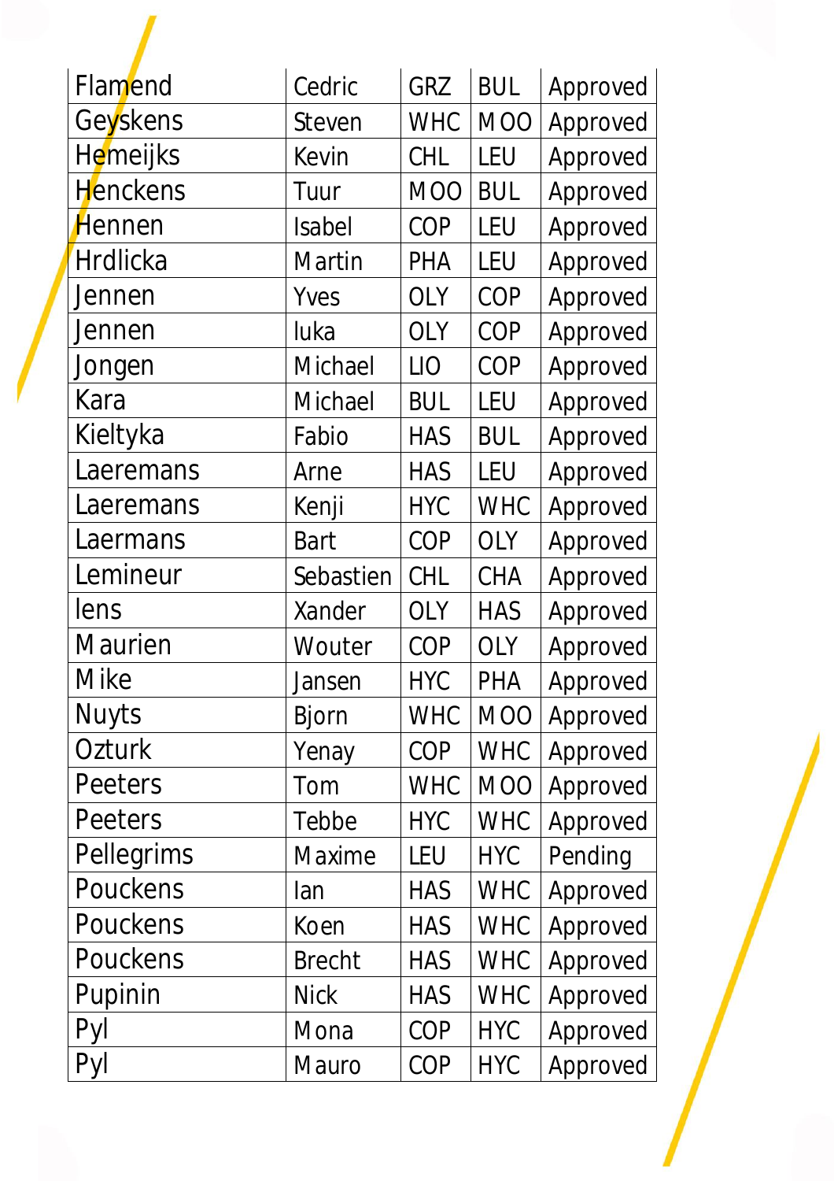| Flamend | Cedric | GRZ | BUL | Approved |
|---|---|---|---|---|
| Geyskens | Steven | WHC | MOO | Approved |
| Hemeijks | Kevin | CHL | LEU | Approved |
| Henckens | Tuur | MOO | BUL | Approved |
| Hennen | Isabel | COP | LEU | Approved |
| Hrdlicka | Martin | PHA | LEU | Approved |
| Jennen | Yves | OLY | COP | Approved |
| Jennen | luka | OLY | COP | Approved |
| Jongen | Michael | LIO | COP | Approved |
| Kara | Michael | BUL | LEU | Approved |
| Kieltyka | Fabio | HAS | BUL | Approved |
| Laeremans | Arne | HAS | LEU | Approved |
| Laeremans | Kenji | HYC | WHC | Approved |
| Laermans | Bart | COP | OLY | Approved |
| Lemineur | Sebastien | CHL | CHA | Approved |
| lens | Xander | OLY | HAS | Approved |
| Maurien | Wouter | COP | OLY | Approved |
| Mike | Jansen | HYC | PHA | Approved |
| Nuyts | Bjorn | WHC | MOO | Approved |
| Ozturk | Yenay | COP | WHC | Approved |
| Peeters | Tom | WHC | MOO | Approved |
| Peeters | Tebbe | HYC | WHC | Approved |
| Pellegrims | Maxime | LEU | HYC | Pending |
| Pouckens | Ian | HAS | WHC | Approved |
| Pouckens | Koen | HAS | WHC | Approved |
| Pouckens | Brecht | HAS | WHC | Approved |
| Pupinin | Nick | HAS | WHC | Approved |
| Pyl | Mona | COP | HYC | Approved |
| Pyl | Mauro | COP | HYC | Approved |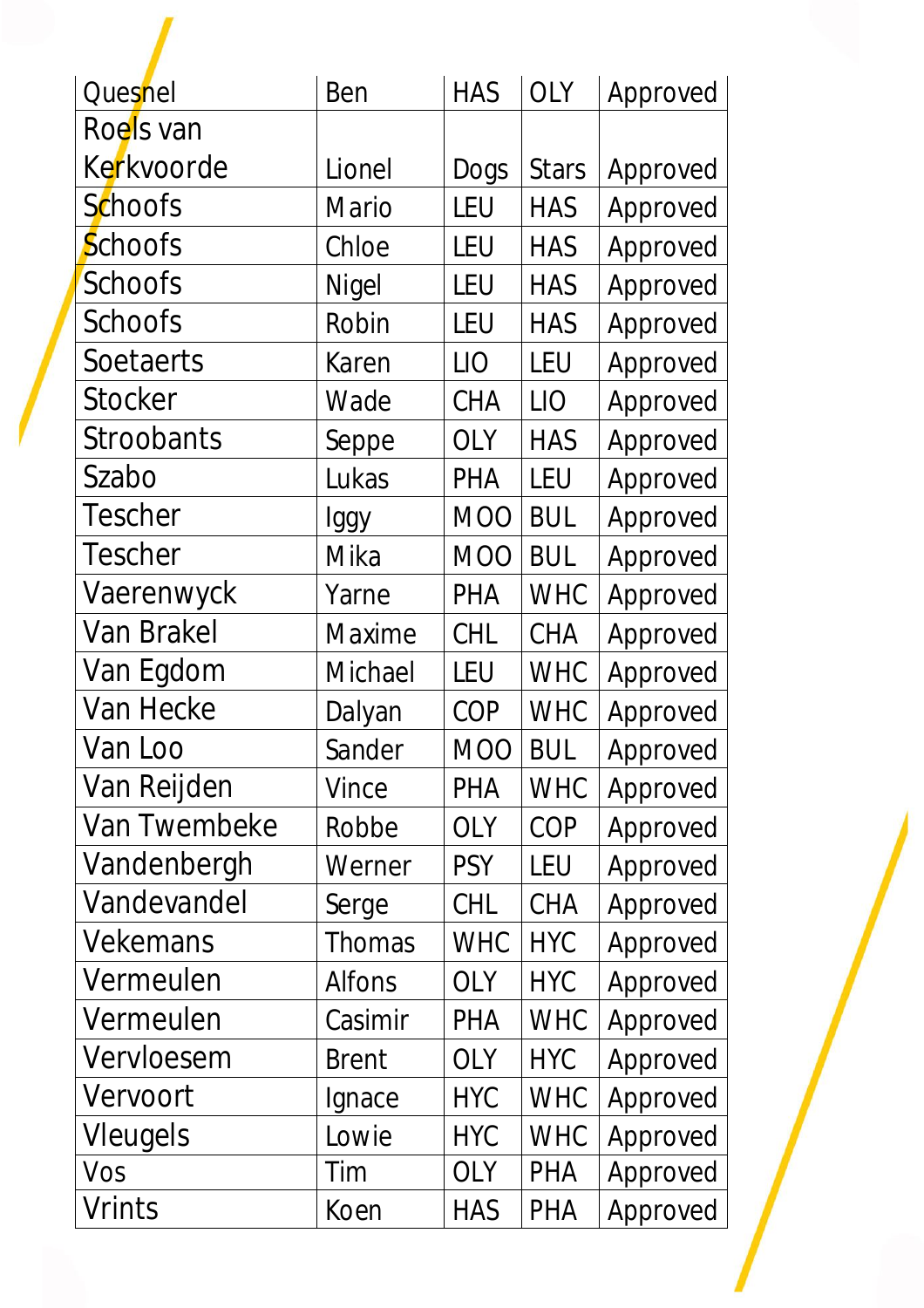| Quesnel | Ben | HAS | OLY | Approved |
|---|---|---|---|---|
| Roels van Kerkvoorde | Lionel | Dogs | Stars | Approved |
| Schoofs | Mario | LEU | HAS | Approved |
| Schoofs | Chloe | LEU | HAS | Approved |
| Schoofs | Nigel | LEU | HAS | Approved |
| Schoofs | Robin | LEU | HAS | Approved |
| Soetaerts | Karen | LIO | LEU | Approved |
| Stocker | Wade | CHA | LIO | Approved |
| Stroobants | Seppe | OLY | HAS | Approved |
| Szabo | Lukas | PHA | LEU | Approved |
| Tescher | Iggy | MOO | BUL | Approved |
| Tescher | Mika | MOO | BUL | Approved |
| Vaerenwyck | Yarne | PHA | WHC | Approved |
| Van Brakel | Maxime | CHL | CHA | Approved |
| Van Egdom | Michael | LEU | WHC | Approved |
| Van Hecke | Dalyan | COP | WHC | Approved |
| Van Loo | Sander | MOO | BUL | Approved |
| Van Reijden | Vince | PHA | WHC | Approved |
| Van Twembeke | Robbe | OLY | COP | Approved |
| Vandenbergh | Werner | PSY | LEU | Approved |
| Vandevandel | Serge | CHL | CHA | Approved |
| Vekemans | Thomas | WHC | HYC | Approved |
| Vermeulen | Alfons | OLY | HYC | Approved |
| Vermeulen | Casimir | PHA | WHC | Approved |
| Vervloesem | Brent | OLY | HYC | Approved |
| Vervoort | Ignace | HYC | WHC | Approved |
| Vleugels | Lowie | HYC | WHC | Approved |
| Vos | Tim | OLY | PHA | Approved |
| Vrints | Koen | HAS | PHA | Approved |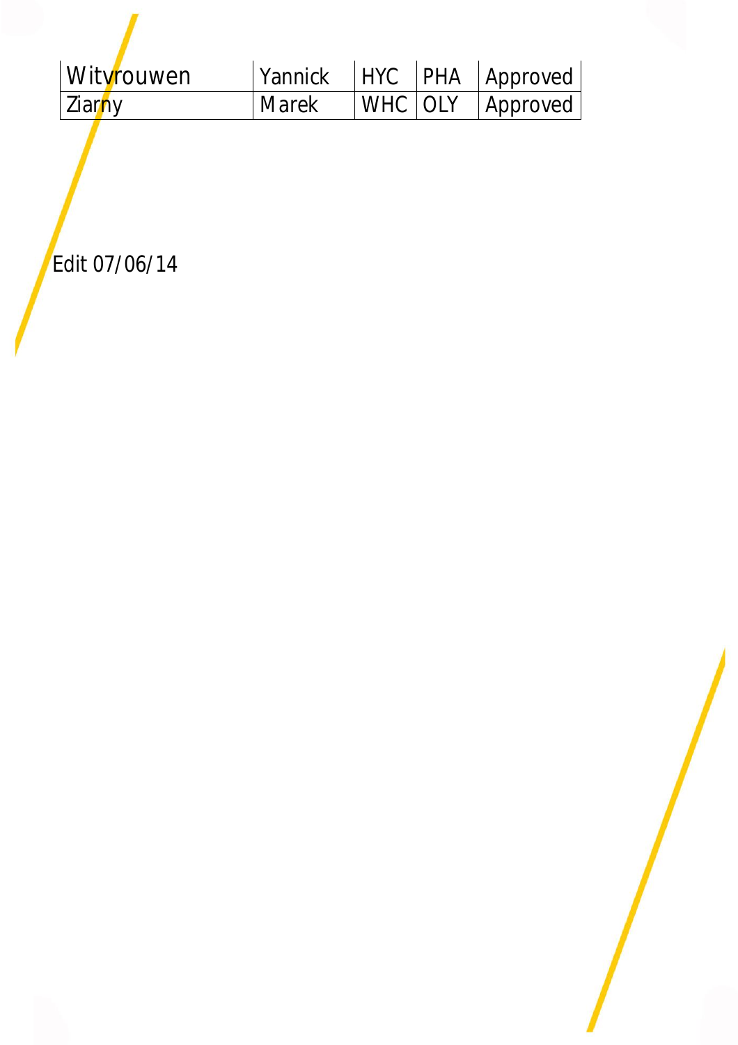| | | | | |
|---|---|---|---|---|
| Witvrouwen | Yannick | HYC | PHA | Approved |
| Ziarny | Marek | WHC | OLY | Approved |

Edit 07/06/14